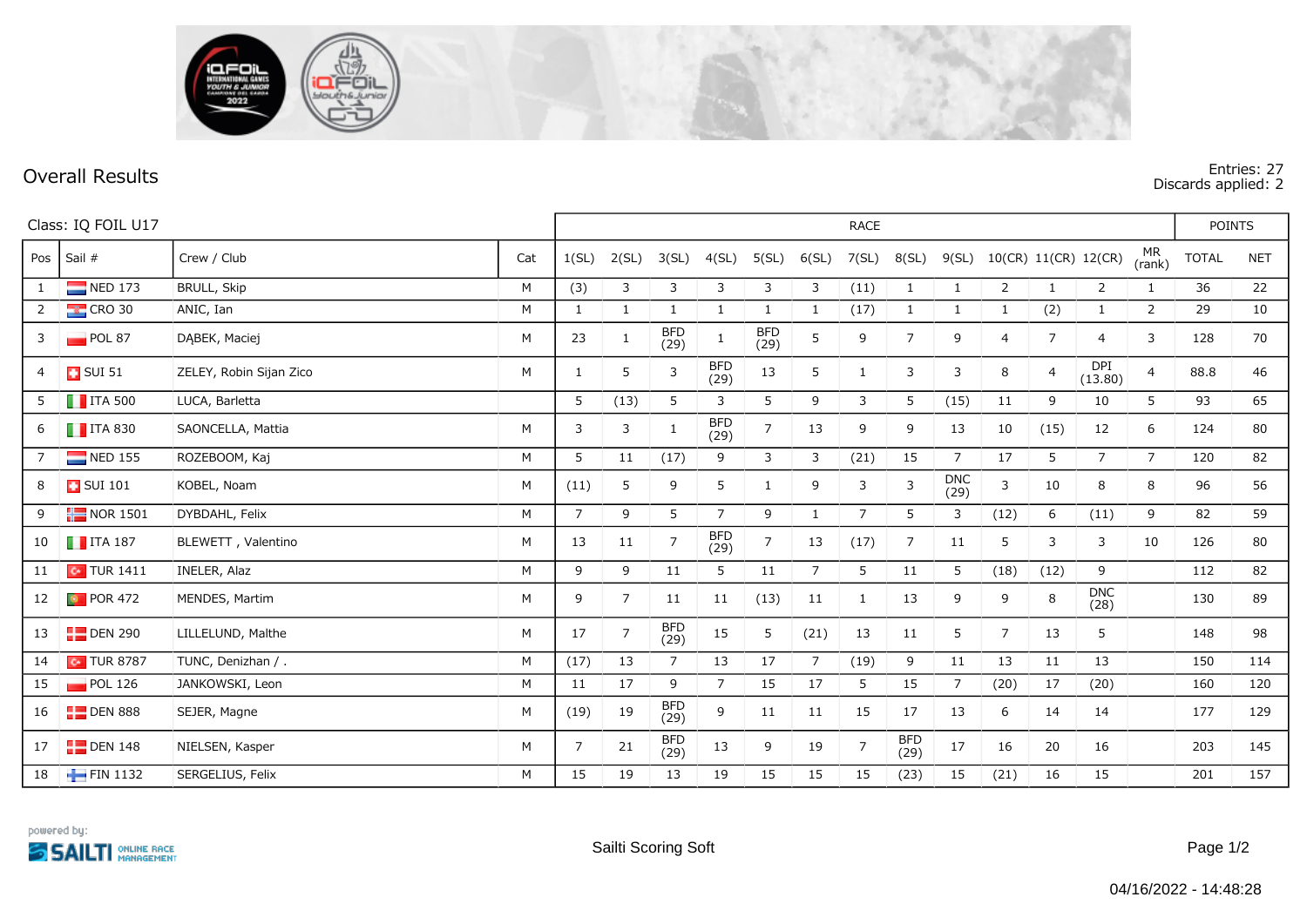# Overall Results

Entries: 27
Discards applied: 2

Class: IQ FOIL U17

| Pos | Sail # | Crew / Club | Cat | 1(SL) | 2(SL) | 3(SL) | 4(SL) | 5(SL) | 6(SL) | 7(SL) | 8(SL) | 9(SL) | 10(CR) | 11(CR) | 12(CR) | MR (rank) | TOTAL | NET |
|---|---|---|---|---|---|---|---|---|---|---|---|---|---|---|---|---|---|---|
| 1 | NED 173 | BRULL, Skip | M | (3) | 3 | 3 | 3 | 3 | 3 | (11) | 1 | 1 | 2 | 1 | 2 | 1 | 36 | 22 |
| 2 | CRO 30 | ANIC, Ian | M | 1 | 1 | 1 | 1 | 1 | 1 | (17) | 1 | 1 | 1 | (2) | 1 | 2 | 29 | 10 |
| 3 | POL 87 | DĄBEK, Maciej | M | 23 | 1 | BFD (29) | 1 | BFD (29) | 5 | 9 | 7 | 9 | 4 | 7 | 4 | 3 | 128 | 70 |
| 4 | SUI 51 | ZELEY, Robin Sijan Zico | M | 1 | 5 | 3 | BFD (29) | 13 | 5 | 1 | 3 | 3 | 8 | 4 | DPI (13.80) | 4 | 88.8 | 46 |
| 5 | ITA 500 | LUCA, Barletta | | 5 | (13) | 5 | 3 | 5 | 9 | 3 | 5 | (15) | 11 | 9 | 10 | 5 | 93 | 65 |
| 6 | ITA 830 | SAONCELLA, Mattia | M | 3 | 3 | 1 | BFD (29) | 7 | 13 | 9 | 9 | 13 | 10 | (15) | 12 | 6 | 124 | 80 |
| 7 | NED 155 | ROZEBOOM, Kaj | M | 5 | 11 | (17) | 9 | 3 | 3 | (21) | 15 | 7 | 17 | 5 | 7 | 7 | 120 | 82 |
| 8 | SUI 101 | KOBEL, Noam | M | (11) | 5 | 9 | 5 | 1 | 9 | 3 | 3 | DNC (29) | 3 | 10 | 8 | 8 | 96 | 56 |
| 9 | NOR 1501 | DYBDAHL, Felix | M | 7 | 9 | 5 | 7 | 9 | 1 | 7 | 5 | 3 | (12) | 6 | (11) | 9 | 82 | 59 |
| 10 | ITA 187 | BLEWETT , Valentino | M | 13 | 11 | 7 | BFD (29) | 7 | 13 | (17) | 7 | 11 | 5 | 3 | 3 | 10 | 126 | 80 |
| 11 | TUR 1411 | INELER, Alaz | M | 9 | 9 | 11 | 5 | 11 | 7 | 5 | 11 | 5 | (18) | (12) | 9 | | 112 | 82 |
| 12 | POR 472 | MENDES, Martim | M | 9 | 7 | 11 | 11 | (13) | 11 | 1 | 13 | 9 | 9 | 8 | DNC (28) | | 130 | 89 |
| 13 | DEN 290 | LILLELUND, Malthe | M | 17 | 7 | BFD (29) | 15 | 5 | (21) | 13 | 11 | 5 | 7 | 13 | 5 | | 148 | 98 |
| 14 | TUR 8787 | TUNC, Denizhan / . | M | (17) | 13 | 7 | 13 | 17 | 7 | (19) | 9 | 11 | 13 | 11 | 13 | | 150 | 114 |
| 15 | POL 126 | JANKOWSKI, Leon | M | 11 | 17 | 9 | 7 | 15 | 17 | 5 | 15 | 7 | (20) | 17 | (20) | | 160 | 120 |
| 16 | DEN 888 | SEJER, Magne | M | (19) | 19 | BFD (29) | 9 | 11 | 11 | 15 | 17 | 13 | 6 | 14 | 14 | | 177 | 129 |
| 17 | DEN 148 | NIELSEN, Kasper | M | 7 | 21 | BFD (29) | 13 | 9 | 19 | 7 | BFD (29) | 17 | 16 | 20 | 16 | | 203 | 145 |
| 18 | FIN 1132 | SERGELIUS, Felix | M | 15 | 19 | 13 | 19 | 15 | 15 | 15 | (23) | 15 | (21) | 16 | 15 | | 201 | 157 |

powered by: SAILTI ONLINE RACE MANAGEMENT

Sailti Scoring Soft

04/16/2022 - 14:48:28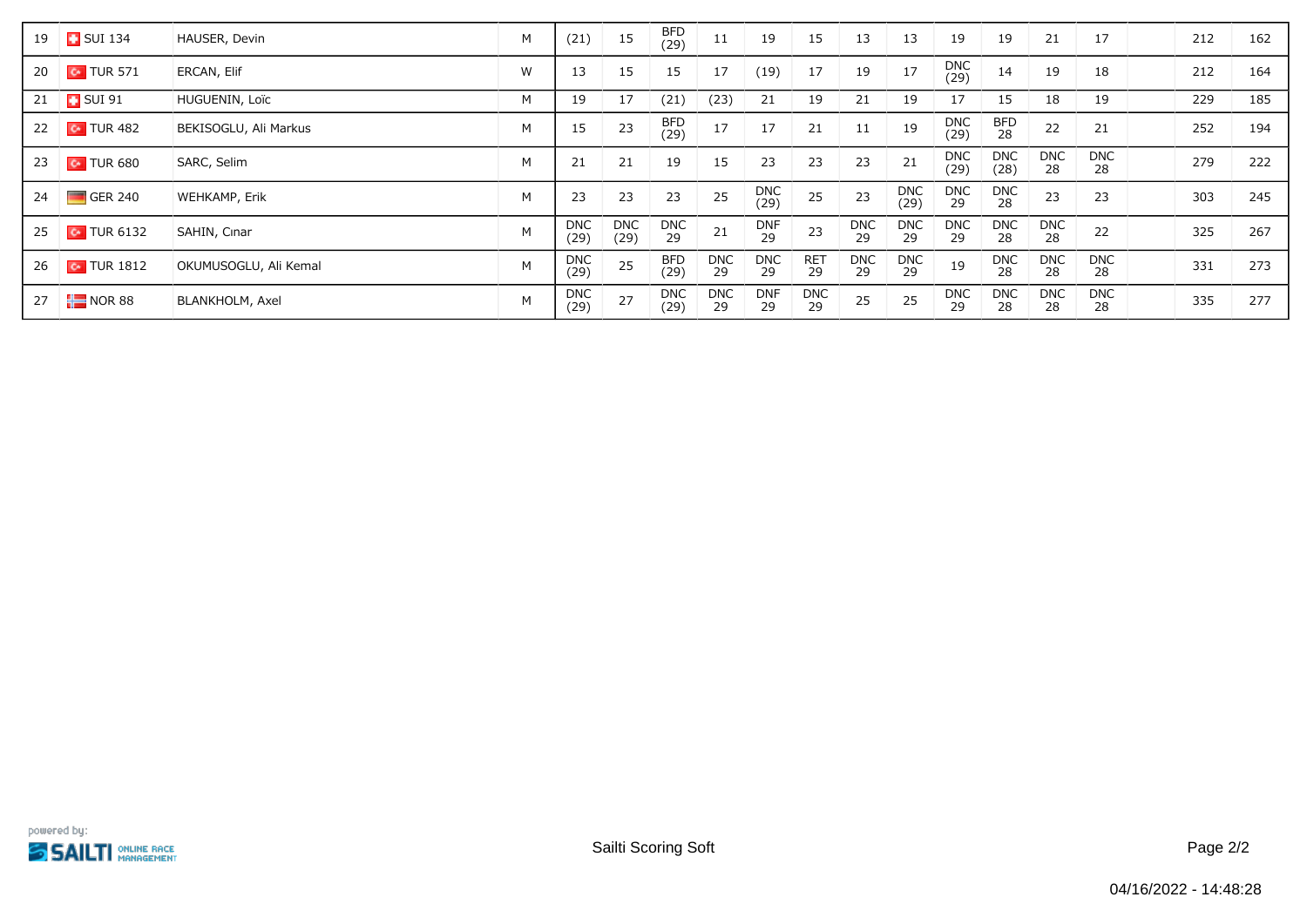| | | | | | | | | | | | | | | | | | | | |
|---|---|---|---|---|---|---|---|---|---|---|---|---|---|---|---|---|---|---|---|
| 19 | SUI 134 | HAUSER, Devin | M | (21) | 15 | BFD (29) | 11 | 19 | 15 | 13 | 13 | 19 | 19 | 21 | 17 | | 212 | 162 |
| 20 | TUR 571 | ERCAN, Elif | W | 13 | 15 | 15 | 17 | (19) | 17 | 19 | 17 | DNC (29) | 14 | 19 | 18 | | 212 | 164 |
| 21 | SUI 91 | HUGUENIN, Loïc | M | 19 | 17 | (21) | (23) | 21 | 19 | 21 | 19 | 17 | 15 | 18 | 19 | | 229 | 185 |
| 22 | TUR 482 | BEKISOGLU, Ali Markus | M | 15 | 23 | BFD (29) | 17 | 17 | 21 | 11 | 19 | DNC (29) | BFD 28 | 22 | 21 | | 252 | 194 |
| 23 | TUR 680 | SARC, Selim | M | 21 | 21 | 19 | 15 | 23 | 23 | 23 | 21 | DNC (29) | DNC (28) | DNC 28 | DNC 28 | | 279 | 222 |
| 24 | GER 240 | WEHKAMP, Erik | M | 23 | 23 | 23 | 25 | DNC (29) | 25 | 23 | DNC (29) | DNC 29 | DNC 28 | 23 | 23 | | 303 | 245 |
| 25 | TUR 6132 | SAHIN, Cınar | M | DNC (29) | DNC (29) | DNC 29 | 21 | DNF 29 | 23 | DNC 29 | DNC 29 | DNC 29 | DNC 28 | DNC 28 | 22 | | 325 | 267 |
| 26 | TUR 1812 | OKUMUSOGLU, Ali Kemal | M | DNC (29) | 25 | BFD (29) | DNC 29 | DNC 29 | RET 29 | DNC 29 | DNC 29 | 19 | DNC 28 | DNC 28 | DNC 28 | | 331 | 273 |
| 27 | NOR 88 | BLANKHOLM, Axel | M | DNC (29) | 27 | DNC (29) | DNC 29 | DNF 29 | DNC 29 | 25 | 25 | DNC 29 | DNC 28 | DNC 28 | DNC 28 | | 335 | 277 |

powered by: SAILTI ONLINE RACE MANAGEMENT

Sailti Scoring Soft

04/16/2022 - 14:48:28